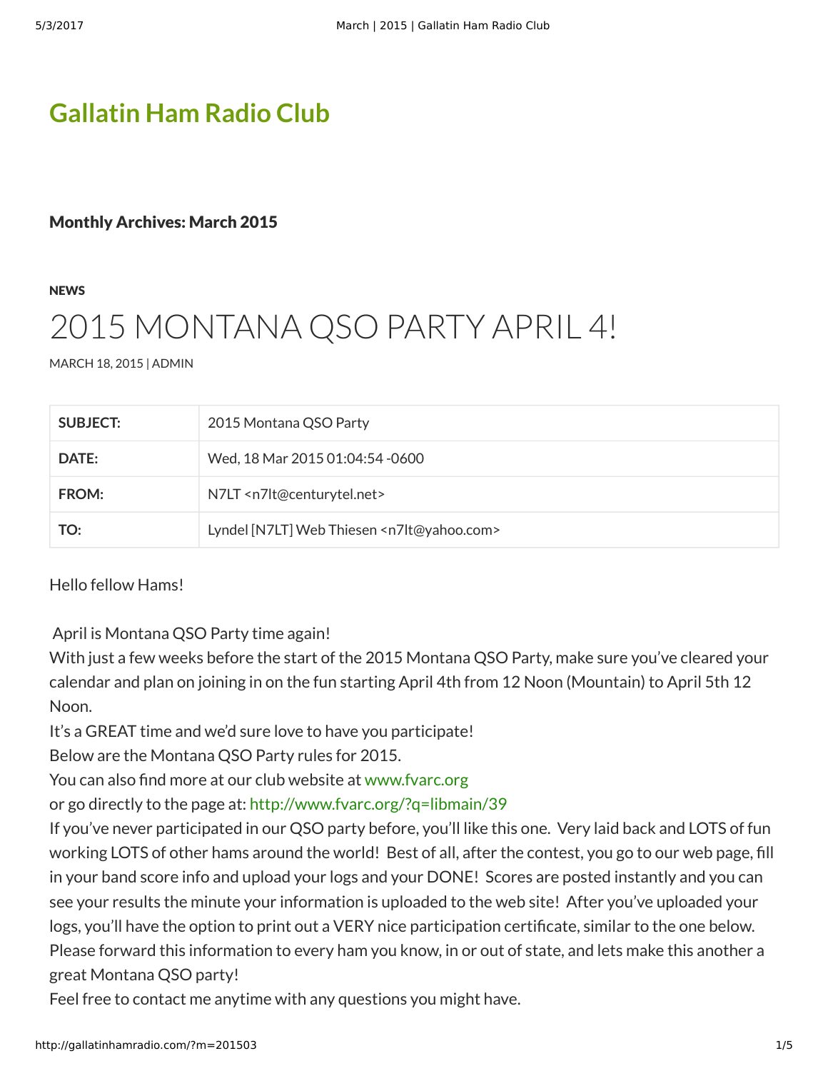# Gallatin Ham Radio Club

## Monthly Archives: March 2015

**NEWS**

# 2015 MONTANA QSO PARTY APRIL 4!

MARCH 18, 2015 | ADMIN

| **SUBJECT:** | 2015 Montana QSO Party |
|---|---|
| **DATE:** | Wed, 18 Mar 2015 01:04:54 -0600 |
| **FROM:** | N7LT <n7lt@centurytel.net> |
| **TO:** | Lyndel [N7LT] Web Thiesen <n7lt@yahoo.com> |

Hello fellow Hams!

April is Montana QSO Party time again!
With just a few weeks before the start of the 2015 Montana QSO Party, make sure you've cleared your calendar and plan on joining in on the fun starting April 4th from 12 Noon (Mountain) to April 5th 12 Noon.
It's a GREAT time and we'd sure love to have you participate!
Below are the Montana QSO Party rules for 2015.
You can also find more at our club website at www.fvarc.org
or go directly to the page at: http://www.fvarc.org/?q=libmain/39
If you've never participated in our QSO party before, you'll like this one. Very laid back and LOTS of fun working LOTS of other hams around the world! Best of all, after the contest, you go to our web page, fill in your band score info and upload your logs and your DONE! Scores are posted instantly and you can see your results the minute your information is uploaded to the web site! After you've uploaded your logs, you'll have the option to print out a VERY nice participation certificate, similar to the one below.
Please forward this information to every ham you know, in or out of state, and lets make this another a great Montana QSO party!
Feel free to contact me anytime with any questions you might have.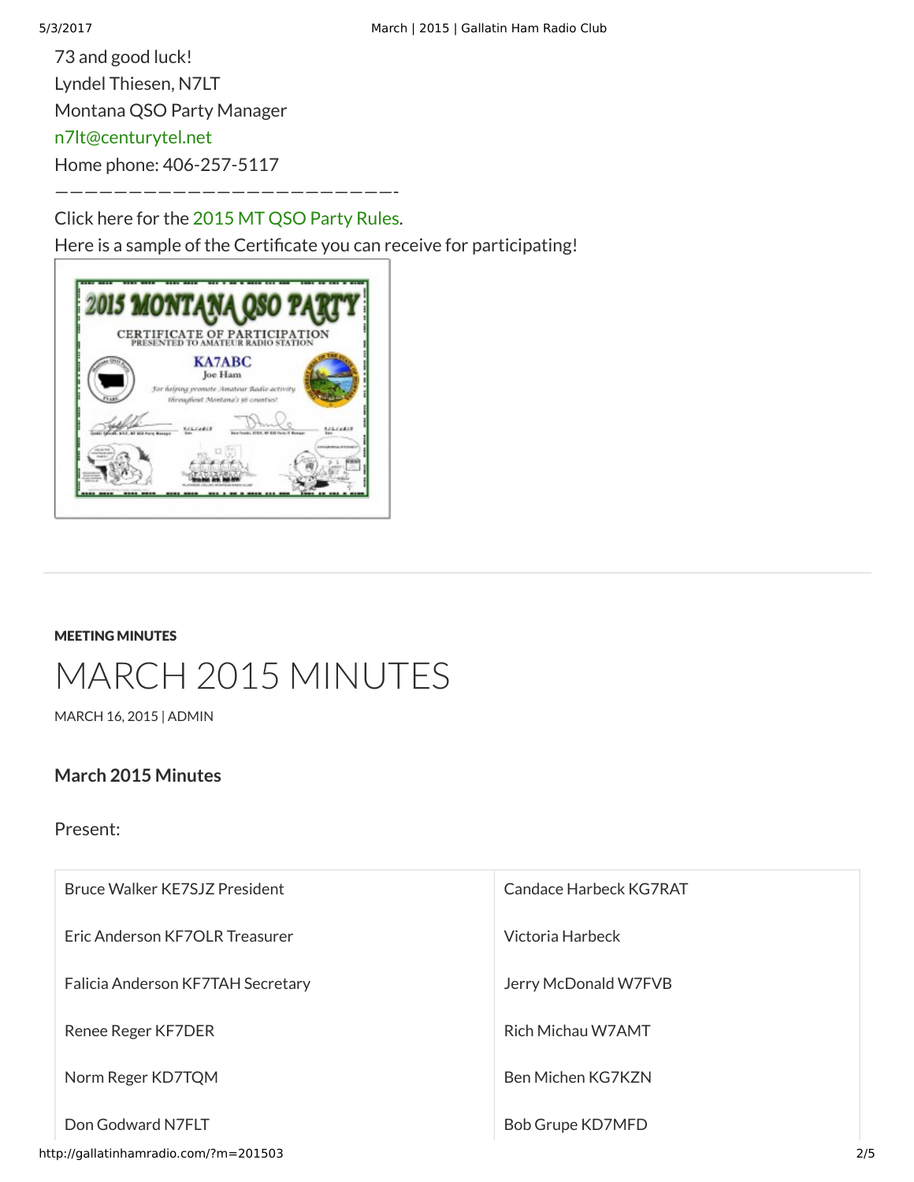73 and good luck!
Lyndel Thiesen, N7LT
Montana QSO Party Manager
n7lt@centurytel.net
Home phone: 406-257-5117
————————————————————————-

Click here for the 2015 MT QSO Party Rules.
Here is a sample of the Certificate you can receive for participating!

MEETING MINUTES

# MARCH 2015 MINUTES

MARCH 16, 2015 | ADMIN

### March 2015 Minutes

Present:

| | |
|---|---|
| Bruce Walker KE7SJZ President | Candace Harbeck KG7RAT |
| Eric Anderson KF7OLR Treasurer | Victoria Harbeck |
| Falicia Anderson KF7TAH Secretary | Jerry McDonald W7FVB |
| Renee Reger KF7DER | Rich Michau W7AMT |
| Norm Reger KD7TQM | Ben Michen KG7KZN |
| Don Godward N7FLT | Bob Grupe KD7MFD |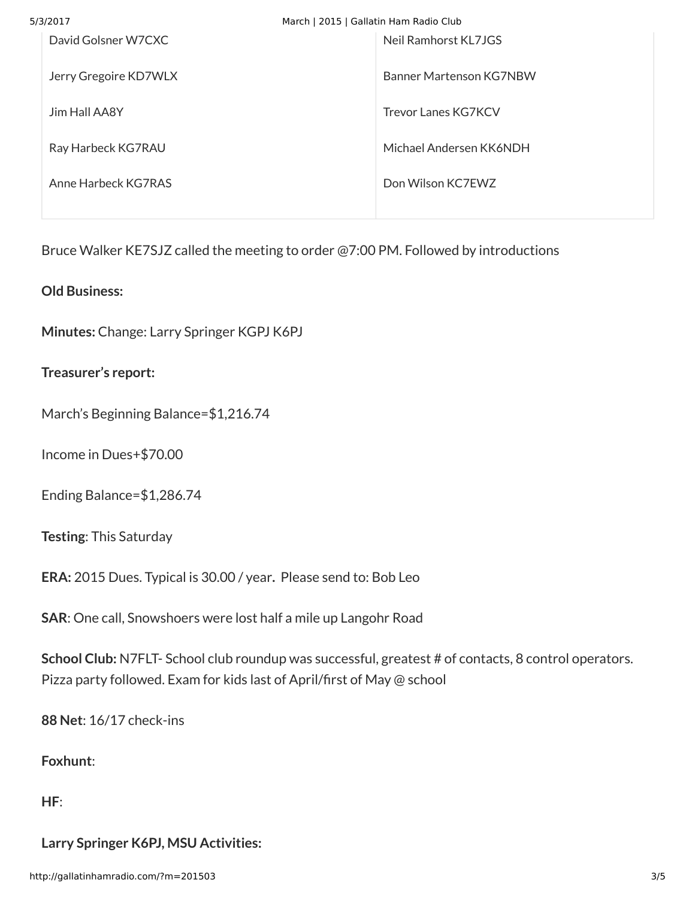| | |
|---|---|
| David Golsner W7CXC | Neil Ramhorst KL7JGS |
| Jerry Gregoire KD7WLX | Banner Martenson KG7NBW |
| Jim Hall AA8Y | Trevor Lanes KG7KCV |
| Ray Harbeck KG7RAU | Michael Andersen KK6NDH |
| Anne Harbeck KG7RAS | Don Wilson KC7EWZ |

Bruce Walker KE7SJZ called the meeting to order @7:00 PM. Followed by introductions

**Old Business:**

**Minutes:** Change: Larry Springer KGPJ K6PJ

**Treasurer's report:**

March's Beginning Balance=$1,216.74

Income in Dues+$70.00

Ending Balance=$1,286.74

**Testing**: This Saturday

**ERA:** 2015 Dues. Typical is 30.00 / year**.** Please send to: Bob Leo

**SAR**: One call, Snowshoers were lost half a mile up Langohr Road

**School Club:** N7FLT- School club roundup was successful, greatest # of contacts, 8 control operators. Pizza party followed. Exam for kids last of April/first of May @ school

**88 Net**: 16/17 check-ins

**Foxhunt**:

**HF**:

**Larry Springer K6PJ, MSU Activities:**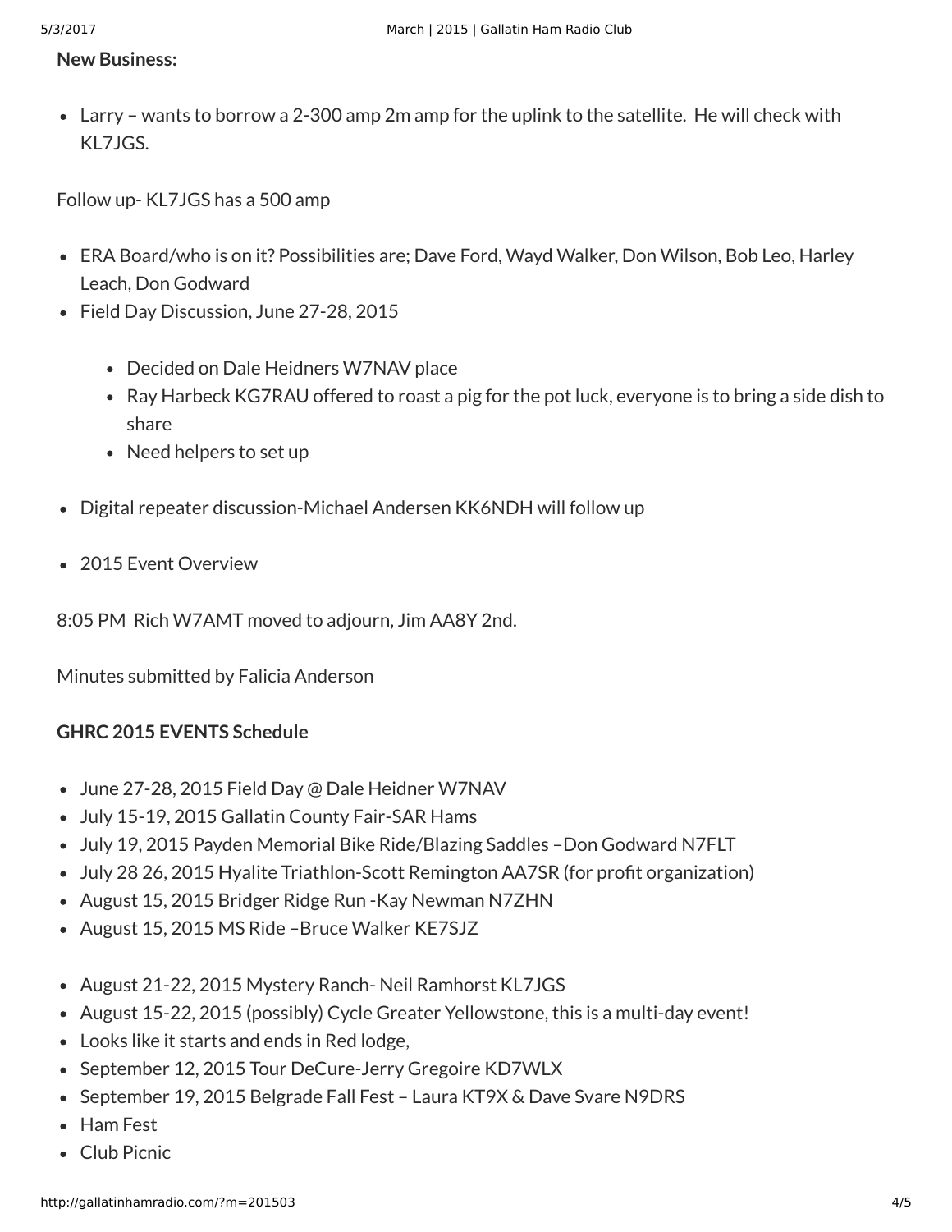**New Business:**

- Larry – wants to borrow a 2-300 amp 2m amp for the uplink to the satellite. He will check with KL7JGS.

Follow up- KL7JGS has a 500 amp

- ERA Board/who is on it? Possibilities are; Dave Ford, Wayd Walker, Don Wilson, Bob Leo, Harley Leach, Don Godward
- Field Day Discussion, June 27-28, 2015
    - Decided on Dale Heidners W7NAV place
    - Ray Harbeck KG7RAU offered to roast a pig for the pot luck, everyone is to bring a side dish to share
    - Need helpers to set up
- Digital repeater discussion-Michael Andersen KK6NDH will follow up
- 2015 Event Overview

8:05 PM Rich W7AMT moved to adjourn, Jim AA8Y 2nd.

Minutes submitted by Falicia Anderson

**GHRC 2015 EVENTS Schedule**

- June 27-28, 2015 Field Day @ Dale Heidner W7NAV
- July 15-19, 2015 Gallatin County Fair-SAR Hams
- July 19, 2015 Payden Memorial Bike Ride/Blazing Saddles –Don Godward N7FLT
- July 28 26, 2015 Hyalite Triathlon-Scott Remington AA7SR (for profit organization)
- August 15, 2015 Bridger Ridge Run -Kay Newman N7ZHN
- August 15, 2015 MS Ride –Bruce Walker KE7SJZ
- August 21-22, 2015 Mystery Ranch- Neil Ramhorst KL7JGS
- August 15-22, 2015 (possibly) Cycle Greater Yellowstone, this is a multi-day event!
- Looks like it starts and ends in Red lodge,
- September 12, 2015 Tour DeCure-Jerry Gregoire KD7WLX
- September 19, 2015 Belgrade Fall Fest – Laura KT9X & Dave Svare N9DRS
- Ham Fest
- Club Picnic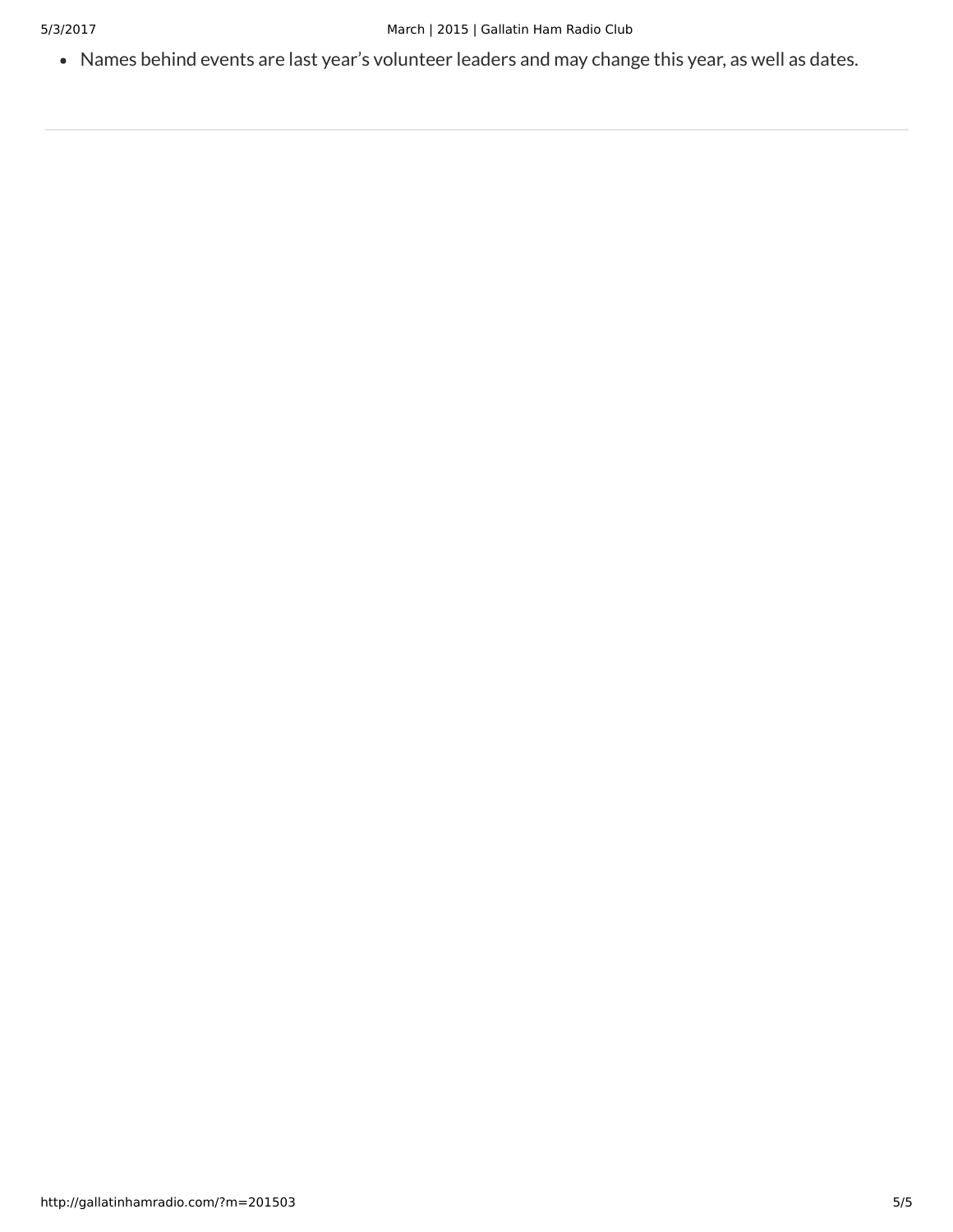- Names behind events are last year's volunteer leaders and may change this year, as well as dates.

---